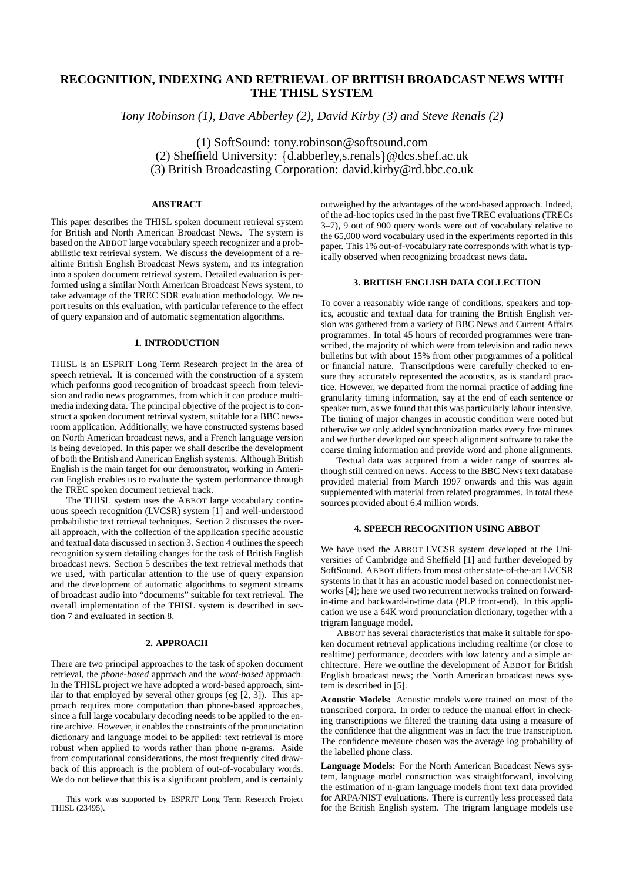# RECOGNITION, INDEXING AND RETRIEVAL OF BRITISH BROADCAST NEWS WITH THE THISL SYSTEM

*Tony Robinson (1), Dave Abberley (2), David Kirby (3) and Steve Renals (2)*

(1) SoftSound: tony.robinson@softsound.com
(2) Sheffield University: {d.abberley,s.renals}@dcs.shef.ac.uk
(3) British Broadcasting Corporation: david.kirby@rd.bbc.co.uk

## ABSTRACT

This paper describes the THISL spoken document retrieval system for British and North American Broadcast News. The system is based on the ABBOT large vocabulary speech recognizer and a probabilistic text retrieval system. We discuss the development of a realtime British English Broadcast News system, and its integration into a spoken document retrieval system. Detailed evaluation is performed using a similar North American Broadcast News system, to take advantage of the TREC SDR evaluation methodology. We report results on this evaluation, with particular reference to the effect of query expansion and of automatic segmentation algorithms.

## 1. INTRODUCTION

THISL is an ESPRIT Long Term Research project in the area of speech retrieval. It is concerned with the construction of a system which performs good recognition of broadcast speech from television and radio news programmes, from which it can produce multimedia indexing data. The principal objective of the project is to construct a spoken document retrieval system, suitable for a BBC newsroom application. Additionally, we have constructed systems based on North American broadcast news, and a French language version is being developed. In this paper we shall describe the development of both the British and American English systems. Although British English is the main target for our demonstrator, working in American English enables us to evaluate the system performance through the TREC spoken document retrieval track.

The THISL system uses the ABBOT large vocabulary continuous speech recognition (LVCSR) system [1] and well-understood probabilistic text retrieval techniques. Section 2 discusses the overall approach, with the collection of the application specific acoustic and textual data discussed in section 3. Section 4 outlines the speech recognition system detailing changes for the task of British English broadcast news. Section 5 describes the text retrieval methods that we used, with particular attention to the use of query expansion and the development of automatic algorithms to segment streams of broadcast audio into "documents" suitable for text retrieval. The overall implementation of the THISL system is described in section 7 and evaluated in section 8.

## 2. APPROACH

There are two principal approaches to the task of spoken document retrieval, the *phone-based* approach and the *word-based* approach. In the THISL project we have adopted a word-based approach, similar to that employed by several other groups (eg [2, 3]). This approach requires more computation than phone-based approaches, since a full large vocabulary decoding needs to be applied to the entire archive. However, it enables the constraints of the pronunciation dictionary and language model to be applied: text retrieval is more robust when applied to words rather than phone n-grams. Aside from computational considerations, the most frequently cited drawback of this approach is the problem of out-of-vocabulary words. We do not believe that this is a significant problem, and is certainly outweighed by the advantages of the word-based approach. Indeed, of the ad-hoc topics used in the past five TREC evaluations (TRECs 3–7), 9 out of 900 query words were out of vocabulary relative to the 65,000 word vocabulary used in the experiments reported in this paper. This 1% out-of-vocabulary rate corresponds with what is typically observed when recognizing broadcast news data.

## 3. BRITISH ENGLISH DATA COLLECTION

To cover a reasonably wide range of conditions, speakers and topics, acoustic and textual data for training the British English version was gathered from a variety of BBC News and Current Affairs programmes. In total 45 hours of recorded programmes were transcribed, the majority of which were from television and radio news bulletins but with about 15% from other programmes of a political or financial nature. Transcriptions were carefully checked to ensure they accurately represented the acoustics, as is standard practice. However, we departed from the normal practice of adding fine granularity timing information, say at the end of each sentence or speaker turn, as we found that this was particularly labour intensive. The timing of major changes in acoustic condition were noted but otherwise we only added synchronization marks every five minutes and we further developed our speech alignment software to take the coarse timing information and provide word and phone alignments.

Textual data was acquired from a wider range of sources although still centred on news. Access to the BBC News text database provided material from March 1997 onwards and this was again supplemented with material from related programmes. In total these sources provided about 6.4 million words.

## 4. SPEECH RECOGNITION USING ABBOT

We have used the ABBOT LVCSR system developed at the Universities of Cambridge and Sheffield [1] and further developed by SoftSound. ABBOT differs from most other state-of-the-art LVCSR systems in that it has an acoustic model based on connectionist networks [4]; here we used two recurrent networks trained on forward-in-time and backward-in-time data (PLP front-end). In this application we use a 64K word pronunciation dictionary, together with a trigram language model.

ABBOT has several characteristics that make it suitable for spoken document retrieval applications including realtime (or close to realtime) performance, decoders with low latency and a simple architecture. Here we outline the development of ABBOT for British English broadcast news; the North American broadcast news system is described in [5].

**Acoustic Models:** Acoustic models were trained on most of the transcribed corpora. In order to reduce the manual effort in checking transcriptions we filtered the training data using a measure of the confidence that the alignment was in fact the true transcription. The confidence measure chosen was the average log probability of the labelled phone class.

**Language Models:** For the North American Broadcast News system, language model construction was straightforward, involving the estimation of n-gram language models from text data provided for ARPA/NIST evaluations. There is currently less processed data for the British English system. The trigram language models use

This work was supported by ESPRIT Long Term Research Project THISL (23495).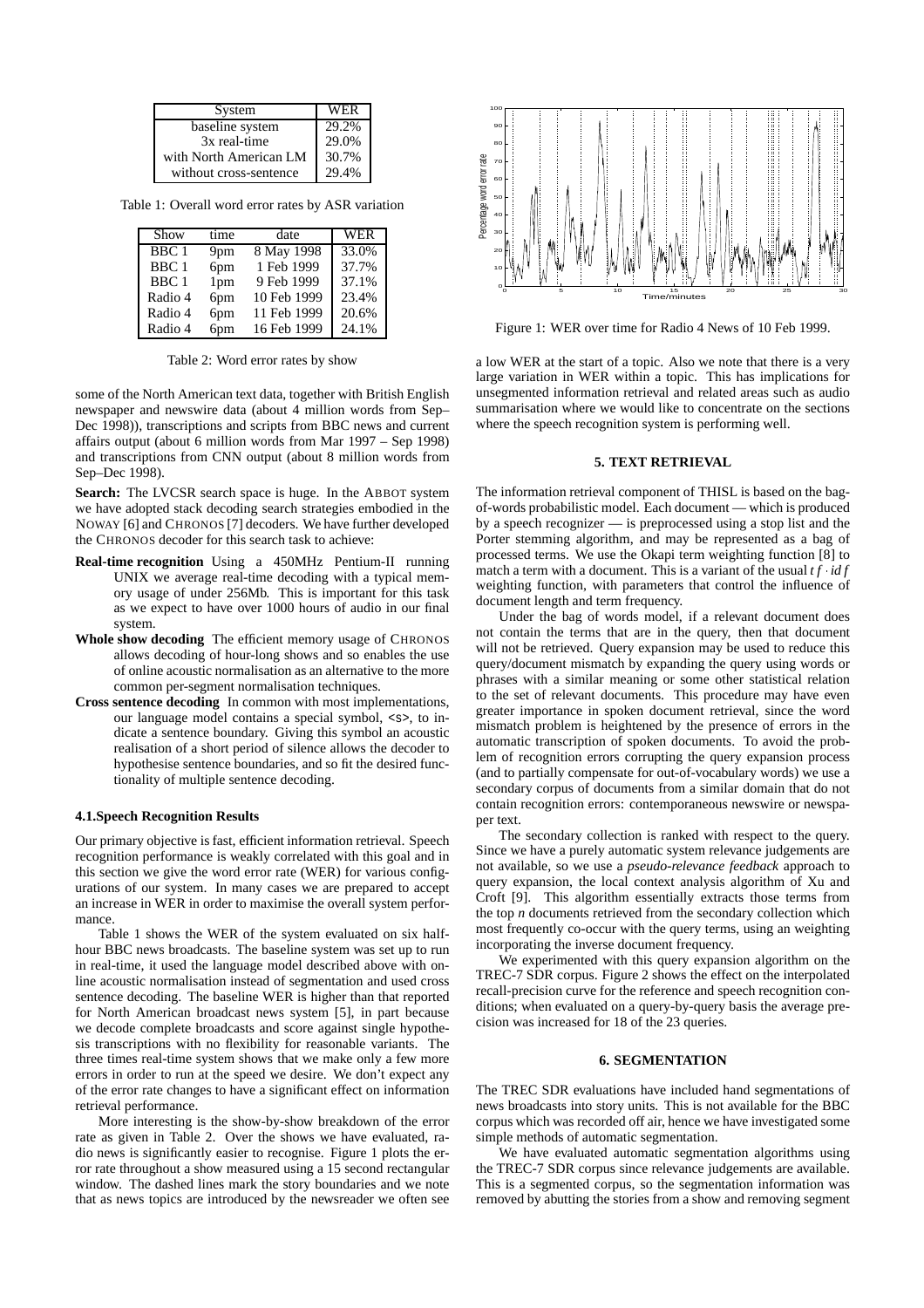| System | WER |
| --- | --- |
| baseline system | 29.2% |
| 3x real-time | 29.0% |
| with North American LM | 30.7% |
| without cross-sentence | 29.4% |

Table 1: Overall word error rates by ASR variation

| Show | time | date | WER |
| --- | --- | --- | --- |
| BBC 1 | 9pm | 8 May 1998 | 33.0% |
| BBC 1 | 6pm | 1 Feb 1999 | 37.7% |
| BBC 1 | 1pm | 9 Feb 1999 | 37.1% |
| Radio 4 | 6pm | 10 Feb 1999 | 23.4% |
| Radio 4 | 6pm | 11 Feb 1999 | 20.6% |
| Radio 4 | 6pm | 16 Feb 1999 | 24.1% |

Table 2: Word error rates by show

some of the North American text data, together with British English newspaper and newswire data (about 4 million words from Sep–Dec 1998)), transcriptions and scripts from BBC news and current affairs output (about 6 million words from Mar 1997 – Sep 1998) and transcriptions from CNN output (about 8 million words from Sep–Dec 1998).

**Search:** The LVCSR search space is huge. In the ABBOT system we have adopted stack decoding search strategies embodied in the NOWAY [6] and CHRONOS [7] decoders. We have further developed the CHRONOS decoder for this search task to achieve:

- **Real-time recognition** Using a 450MHz Pentium-II running UNIX we average real-time decoding with a typical memory usage of under 256Mb. This is important for this task as we expect to have over 1000 hours of audio in our final system.
- **Whole show decoding** The efficient memory usage of CHRONOS allows decoding of hour-long shows and so enables the use of online acoustic normalisation as an alternative to the more common per-segment normalisation techniques.
- **Cross sentence decoding** In common with most implementations, our language model contains a special symbol, <s>, to indicate a sentence boundary. Giving this symbol an acoustic realisation of a short period of silence allows the decoder to hypothesise sentence boundaries, and so fit the desired functionality of multiple sentence decoding.

#### 4.1. Speech Recognition Results

Our primary objective is fast, efficient information retrieval. Speech recognition performance is weakly correlated with this goal and in this section we give the word error rate (WER) for various configurations of our system. In many cases we are prepared to accept an increase in WER in order to maximise the overall system performance.

Table 1 shows the WER of the system evaluated on six half-hour BBC news broadcasts. The baseline system was set up to run in real-time, it used the language model described above with online acoustic normalisation instead of segmentation and used cross sentence decoding. The baseline WER is higher than that reported for North American broadcast news system [5], in part because we decode complete broadcasts and score against single hypothesis transcriptions with no flexibility for reasonable variants. The three times real-time system shows that we make only a few more errors in order to run at the speed we desire. We don't expect any of the error rate changes to have a significant effect on information retrieval performance.

More interesting is the show-by-show breakdown of the error rate as given in Table 2. Over the shows we have evaluated, radio news is significantly easier to recognise. Figure 1 plots the error rate throughout a show measured using a 15 second rectangular window. The dashed lines mark the story boundaries and we note that as news topics are introduced by the newsreader we often see a low WER at the start of a topic. Also we note that there is a very large variation in WER within a topic. This has implications for unsegmented information retrieval and related areas such as audio summarisation where we would like to concentrate on the sections where the speech recognition system is performing well.

Figure 1: WER over time for Radio 4 News of 10 Feb 1999.

### 5. TEXT RETRIEVAL

The information retrieval component of THISL is based on the bag-of-words probabilistic model. Each document — which is produced by a speech recognizer — is preprocessed using a stop list and the Porter stemming algorithm, and may be represented as a bag of processed terms. We use the Okapi term weighting function [8] to match a term with a document. This is a variant of the usual $tf \cdot idf$ weighting function, with parameters that control the influence of document length and term frequency.

Under the bag of words model, if a relevant document does not contain the terms that are in the query, then that document will not be retrieved. Query expansion may be used to reduce this query/document mismatch by expanding the query using words or phrases with a similar meaning or some other statistical relation to the set of relevant documents. This procedure may have even greater importance in spoken document retrieval, since the word mismatch problem is heightened by the presence of errors in the automatic transcription of spoken documents. To avoid the problem of recognition errors corrupting the query expansion process (and to partially compensate for out-of-vocabulary words) we use a secondary corpus of documents from a similar domain that do not contain recognition errors: contemporaneous newswire or newspaper text.

The secondary collection is ranked with respect to the query. Since we have a purely automatic system relevance judgements are not available, so we use a *pseudo-relevance feedback* approach to query expansion, the local context analysis algorithm of Xu and Croft [9]. This algorithm essentially extracts those terms from the top *n* documents retrieved from the secondary collection which most frequently co-occur with the query terms, using an weighting incorporating the inverse document frequency.

We experimented with this query expansion algorithm on the TREC-7 SDR corpus. Figure 2 shows the effect on the interpolated recall-precision curve for the reference and speech recognition conditions; when evaluated on a query-by-query basis the average precision was increased for 18 of the 23 queries.

### 6. SEGMENTATION

The TREC SDR evaluations have included hand segmentations of news broadcasts into story units. This is not available for the BBC corpus which was recorded off air, hence we have investigated some simple methods of automatic segmentation.

We have evaluated automatic segmentation algorithms using the TREC-7 SDR corpus since relevance judgements are available. This is a segmented corpus, so the segmentation information was removed by abutting the stories from a show and removing segment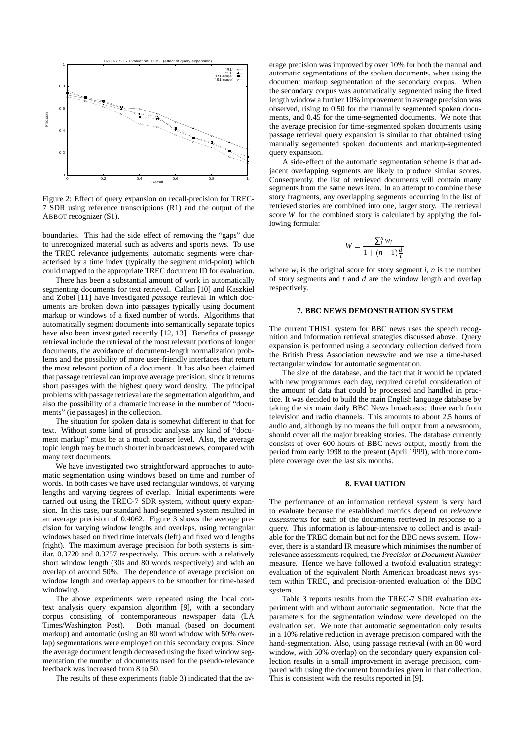Figure 2: Effect of query expansion on recall-precision for TREC-7 SDR using reference transcriptions (R1) and the output of the ABBOT recognizer (S1).

boundaries. This had the side effect of removing the "gaps" due to unrecognized material such as adverts and sports news. To use the TREC relevance judgements, automatic segments were characterised by a time index (typically the segment mid-point) which could mapped to the appropriate TREC document ID for evaluation.

There has been a substantial amount of work in automatically segmenting documents for text retrieval. Callan [10] and Kaszkiel and Zobel [11] have investigated *passage* retrieval in which documents are broken down into passages typically using document markup or windows of a fixed number of words. Algorithms that automatically segment documents into semantically separate topics have also been investigated recently [12, 13]. Benefits of passage retrieval include the retrieval of the most relevant portions of longer documents, the avoidance of document-length normalization problems and the possibility of more user-friendly interfaces that return the most relevant portion of a document. It has also been claimed that passage retrieval can improve average precision, since it returns short passages with the highest query word density. The principal problems with passage retrieval are the segmentation algorithm, and also the possibility of a dramatic increase in the number of "documents" (ie passages) in the collection.

The situation for spoken data is somewhat different to that for text. Without some kind of prosodic analysis any kind of "document markup" must be at a much coarser level. Also, the average topic length may be much shorter in broadcast news, compared with many text documents.

We have investigated two straightforward approaches to automatic segmentation using windows based on time and number of words. In both cases we have used rectangular windows, of varying lengths and varying degrees of overlap. Initial experiments were carried out using the TREC-7 SDR system, without query expansion. In this case, our standard hand-segmented system resulted in an average precision of 0.4062. Figure 3 shows the average precision for varying window lengths and overlaps, using rectangular windows based on fixed time intervals (left) and fixed word lengths (right). The maximum average precision for both systems is similar, 0.3720 and 0.3757 respectively. This occurs with a relatively short window length (30s and 80 words respectively) and with an overlap of around 50%. The dependence of average precision on window length and overlap appears to be smoother for time-based windowing.

The above experiments were repeated using the local context analysis query expansion algorithm [9], with a secondary corpus consisting of contemporaneous newspaper data (LA Times/Washington Post). Both manual (based on document markup) and automatic (using an 80 word window with 50% overlap) segmentations were employed on this secondary corpus. Since the average document length decreased using the fixed window segmentation, the number of documents used for the pseudo-relevance feedback was increased from 8 to 50.

The results of these experiments (table 3) indicated that the average precision was improved by over 10% for both the manual and automatic segmentations of the spoken documents, when using the document markup segmentation of the secondary corpus. When the secondary corpus was automatically segmented using the fixed length window a further 10% improvement in average precision was observed, rising to 0.50 for the manually segmented spoken documents, and 0.45 for the time-segmented documents. We note that the average precision for time-segmented spoken documents using passage retrieval query expansion is similar to that obtained using manually segemented spoken documents and markup-segmented query expansion.

A side-effect of the automatic segmentation scheme is that adjacent overlapping segments are likely to produce similar scores. Consequently, the list of retrieved documents will contain many segments from the same news item. In an attempt to combine these story fragments, any overlapping segments occurring in the list of retrieved stories are combined into one, larger story. The retrieval score $W$ for the combined story is calculated by applying the following formula:

$$W = \frac{\sum_i^n w_i}{1 + (n-1)\frac{d}{t}}$$

where $w_i$ is the original score for story segment $i$, $n$ is the number of story segments and $t$ and $d$ are the window length and overlap respectively.

## 7. BBC NEWS DEMONSTRATION SYSTEM

The current THISL system for BBC news uses the speech recognition and information retrieval strategies discussed above. Query expansion is performed using a secondary collection derived from the British Press Association newswire and we use a time-based rectangular window for automatic segmentation.

The size of the database, and the fact that it would be updated with new programmes each day, required careful consideration of the amount of data that could be processed and handled in practice. It was decided to build the main English language database by taking the six main daily BBC News broadcasts: three each from television and radio channels. This amounts to about 2.5 hours of audio and, although by no means the full output from a newsroom, should cover all the major breaking stories. The database currently consists of over 600 hours of BBC news output, mostly from the period from early 1998 to the present (April 1999), with more complete coverage over the last six months.

## 8. EVALUATION

The performance of an information retrieval system is very hard to evaluate because the established metrics depend on *relevance assessments* for each of the documents retrieved in response to a query. This information is labour-intensive to collect and is available for the TREC domain but not for the BBC news system. However, there is a standard IR measure which minimises the number of relevance assessments required, the *Precision at Document Number* measure. Hence we have followed a twofold evaluation strategy: evaluation of the equivalent North American broadcast news system within TREC, and precision-oriented evaluation of the BBC system.

Table 3 reports results from the TREC-7 SDR evaluation experiment with and without automatic segmentation. Note that the parameters for the segmentation window were developed on the evaluation set. We note that automatic segmentation only results in a 10% relative reduction in average precision compared with the hand-segmentation. Also, using passage retrieval (with an 80 word window, with 50% overlap) on the secondary query expansion collection results in a small improvement in average precision, compared with using the document boundaries given in that collection. This is consistent with the results reported in [9].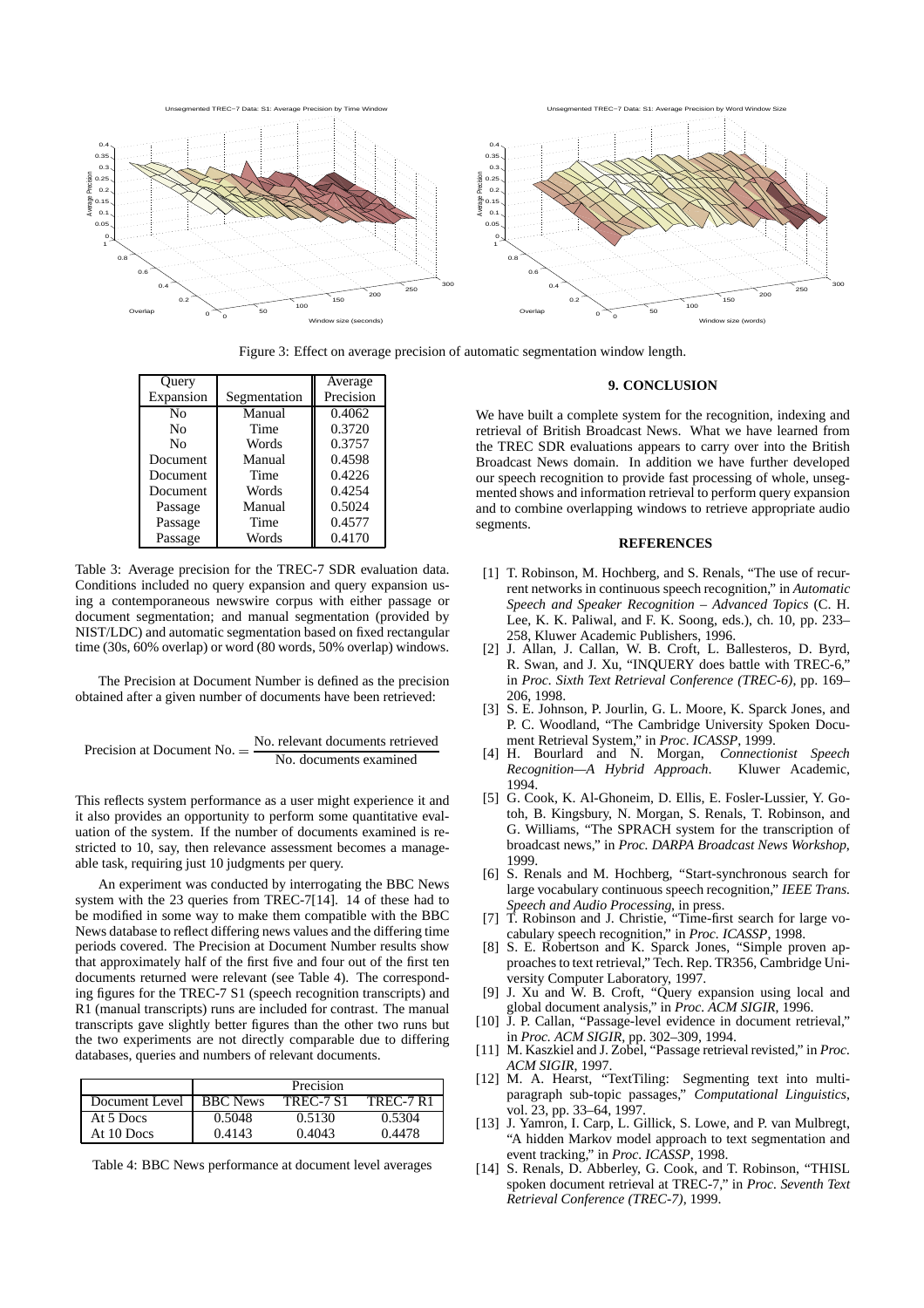Unsegmented TREC−7 Data: S1: Average Precision by Time Window

Average Precision
0.4
0.35
0.3
0.25
0.2
0.15
0.1
0.05
0

Overlap
1
0.8
0.6
0.4
0.2
0

Window size (seconds)
0
50
100
150
200
250
300

Unsegmented TREC−7 Data: S1: Average Precision by Word Window Size

Average Precision
0.4
0.35
0.3
0.25
0.2
0.15
0.1
0.05
0

Overlap
1
0.8
0.6
0.4
0.2
0

Window size (words)
0
50
100
150
200
250
300

Figure 3: Effect on average precision of automatic segmentation window length.

| Query Expansion | Segmentation | Average Precision |
|---|---|---|
| No | Manual | 0.4062 |
| No | Time | 0.3720 |
| No | Words | 0.3757 |
| Document | Manual | 0.4598 |
| Document | Time | 0.4226 |
| Document | Words | 0.4254 |
| Passage | Manual | 0.5024 |
| Passage | Time | 0.4577 |
| Passage | Words | 0.4170 |

Table 3: Average precision for the TREC-7 SDR evaluation data. Conditions included no query expansion and query expansion using a contemporaneous newswire corpus with either passage or document segmentation; and manual segmentation (provided by NIST/LDC) and automatic segmentation based on fixed rectangular time (30s, 60% overlap) or word (80 words, 50% overlap) windows.

The Precision at Document Number is defined as the precision obtained after a given number of documents have been retrieved:

$$\text{Precision at Document No.} = \frac{\text{No. relevant documents retrieved}}{\text{No. documents examined}}$$

This reflects system performance as a user might experience it and it also provides an opportunity to perform some quantitative evaluation of the system. If the number of documents examined is restricted to 10, say, then relevance assessment becomes a manageable task, requiring just 10 judgments per query.

An experiment was conducted by interrogating the BBC News system with the 23 queries from TREC-7[14]. 14 of these had to be modified in some way to make them compatible with the BBC News database to reflect differing news values and the differing time periods covered. The Precision at Document Number results show that approximately half of the first five and four out of the first ten documents returned were relevant (see Table 4). The corresponding figures for the TREC-7 S1 (speech recognition transcripts) and R1 (manual transcripts) runs are included for contrast. The manual transcripts gave slightly better figures than the other two runs but the two experiments are not directly comparable due to differing databases, queries and numbers of relevant documents.

| | Precision | | |
|---|---|---|---|
| Document Level | BBC News | TREC-7 S1 | TREC-7 R1 |
| At 5 Docs | 0.5048 | 0.5130 | 0.5304 |
| At 10 Docs | 0.4143 | 0.4043 | 0.4478 |

Table 4: BBC News performance at document level averages

## 9. CONCLUSION

We have built a complete system for the recognition, indexing and retrieval of British Broadcast News. What we have learned from the TREC SDR evaluations appears to carry over into the British Broadcast News domain. In addition we have further developed our speech recognition to provide fast processing of whole, unsegmented shows and information retrieval to perform query expansion and to combine overlapping windows to retrieve appropriate audio segments.

## REFERENCES

[1] T. Robinson, M. Hochberg, and S. Renals, "The use of recurrent networks in continuous speech recognition," in *Automatic Speech and Speaker Recognition – Advanced Topics* (C. H. Lee, K. K. Paliwal, and F. K. Soong, eds.), ch. 10, pp. 233–258, Kluwer Academic Publishers, 1996.

[2] J. Allan, J. Callan, W. B. Croft, L. Ballesteros, D. Byrd, R. Swan, and J. Xu, "INQUERY does battle with TREC-6," in *Proc. Sixth Text Retrieval Conference (TREC-6)*, pp. 169–206, 1998.

[3] S. E. Johnson, P. Jourlin, G. L. Moore, K. Sparck Jones, and P. C. Woodland, "The Cambridge University Spoken Document Retrieval System," in *Proc. ICASSP*, 1999.

[4] H. Bourlard and N. Morgan, *Connectionist Speech Recognition—A Hybrid Approach*. Kluwer Academic, 1994.

[5] G. Cook, K. Al-Ghoneim, D. Ellis, E. Fosler-Lussier, Y. Gotoh, B. Kingsbury, N. Morgan, S. Renals, T. Robinson, and G. Williams, "The SPRACH system for the transcription of broadcast news," in *Proc. DARPA Broadcast News Workshop*, 1999.

[6] S. Renals and M. Hochberg, "Start-synchronous search for large vocabulary continuous speech recognition," *IEEE Trans. Speech and Audio Processing*, in press.

[7] T. Robinson and J. Christie, "Time-first search for large vocabulary speech recognition," in *Proc. ICASSP*, 1998.

[8] S. E. Robertson and K. Sparck Jones, "Simple proven approaches to text retrieval," Tech. Rep. TR356, Cambridge University Computer Laboratory, 1997.

[9] J. Xu and W. B. Croft, "Query expansion using local and global document analysis," in *Proc. ACM SIGIR*, 1996.

[10] J. P. Callan, "Passage-level evidence in document retrieval," in *Proc. ACM SIGIR*, pp. 302–309, 1994.

[11] M. Kaszkiel and J. Zobel, "Passage retrieval revisited," in *Proc. ACM SIGIR*, 1997.

[12] M. A. Hearst, "TextTiling: Segmenting text into multi-paragraph sub-topic passages," *Computational Linguistics*, vol. 23, pp. 33–64, 1997.

[13] J. Yamron, I. Carp, L. Gillick, S. Lowe, and P. van Mulbregt, "A hidden Markov model approach to text segmentation and event tracking," in *Proc. ICASSP*, 1998.

[14] S. Renals, D. Abberley, G. Cook, and T. Robinson, "THISL spoken document retrieval at TREC-7," in *Proc. Seventh Text Retrieval Conference (TREC-7)*, 1999.